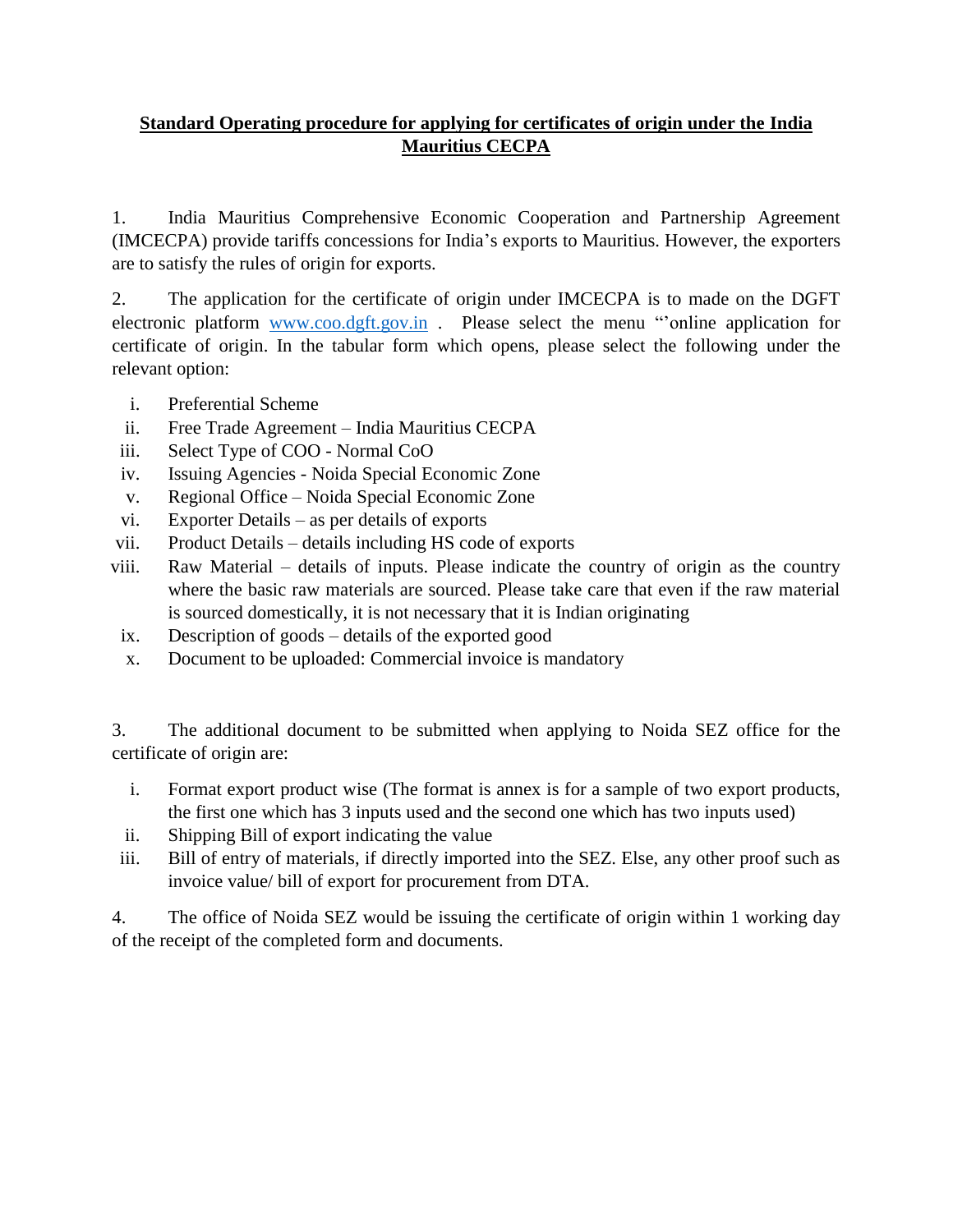**Standard Operating procedure for applying for certificates of origin under the India Mauritius CECPA**

1. India Mauritius Comprehensive Economic Cooperation and Partnership Agreement (IMCECPA) provide tariffs concessions for India's exports to Mauritius. However, the exporters are to satisfy the rules of origin for exports.

2. The application for the certificate of origin under IMCECPA is to made on the DGFT electronic platform [www.coo.dgft.gov.in](http://www.coo.dgft.gov.in) . Please select the menu "'online application for certificate of origin. In the tabular form which opens, please select the following under the relevant option:

   i. Preferential Scheme
   ii. Free Trade Agreement – India Mauritius CECPA
   iii. Select Type of COO - Normal CoO
   iv. Issuing Agencies - Noida Special Economic Zone
   v. Regional Office – Noida Special Economic Zone
   vi. Exporter Details – as per details of exports
   vii. Product Details – details including HS code of exports
   viii. Raw Material – details of inputs. Please indicate the country of origin as the country where the basic raw materials are sourced. Please take care that even if the raw material is sourced domestically, it is not necessary that it is Indian originating
   ix. Description of goods – details of the exported good
   x. Document to be uploaded: Commercial invoice is mandatory

3. The additional document to be submitted when applying to Noida SEZ office for the certificate of origin are:

   i. Format export product wise (The format is annex is for a sample of two export products, the first one which has 3 inputs used and the second one which has two inputs used)
   ii. Shipping Bill of export indicating the value
   iii. Bill of entry of materials, if directly imported into the SEZ. Else, any other proof such as invoice value/ bill of export for procurement from DTA.

4. The office of Noida SEZ would be issuing the certificate of origin within 1 working day of the receipt of the completed form and documents.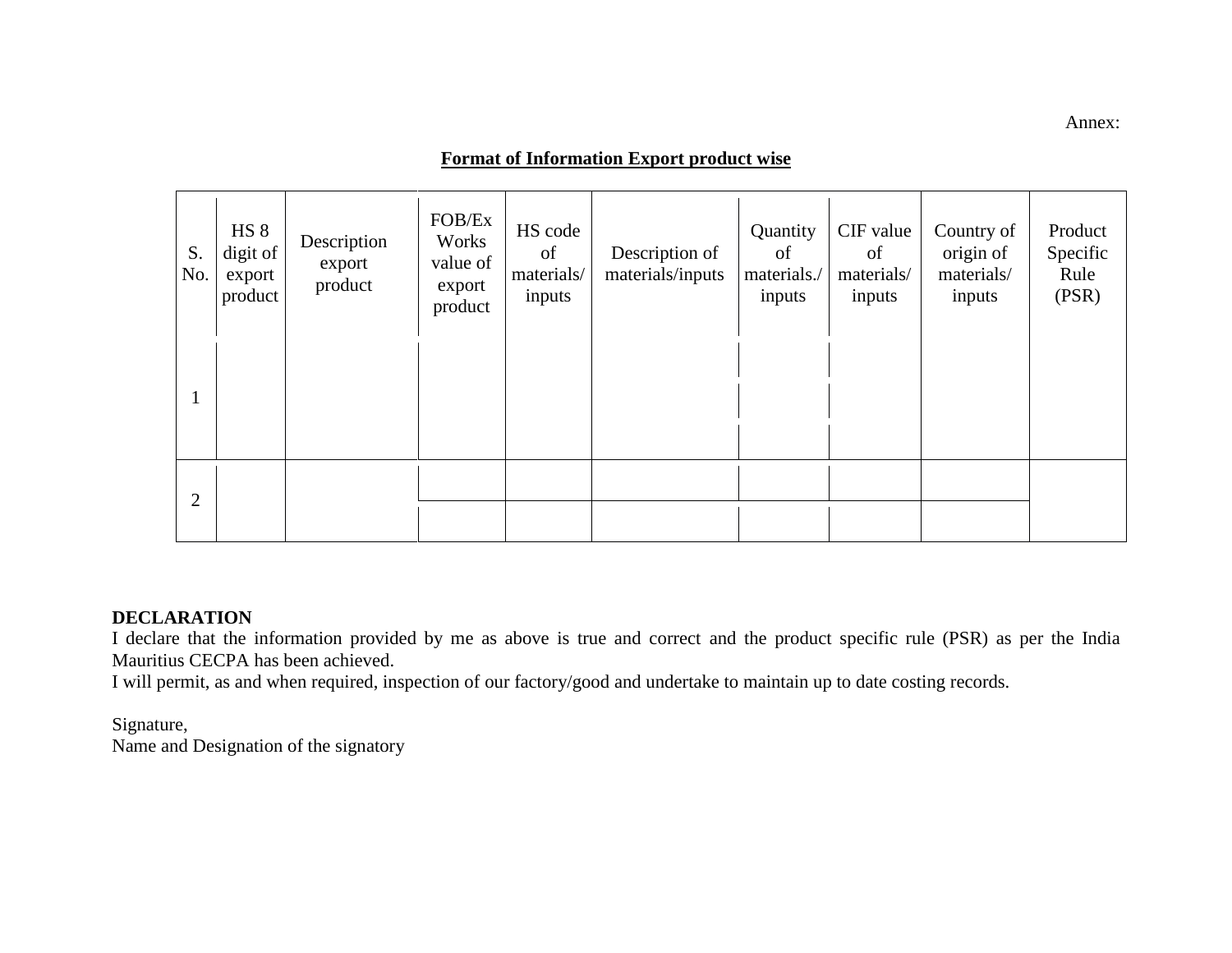Annex:

**Format of Information Export product wise**

| S. No. | HS 8 digit of export product | Description export product | FOB/Ex Works value of export product | HS code of materials/ inputs | Description of materials/inputs | Quantity of materials./ inputs | CIF value of materials/ inputs | Country of origin of materials/ inputs | Product Specific Rule (PSR) |
|---|---|---|---|---|---|---|---|---|---|
| 1 | | | | | | | | | |
| 2 | | | | | | | | | |
| | | | | | | | | | |

**DECLARATION**

I declare that the information provided by me as above is true and correct and the product specific rule (PSR) as per the India Mauritius CECPA has been achieved.

I will permit, as and when required, inspection of our factory/good and undertake to maintain up to date costing records.

Signature,

Name and Designation of the signatory